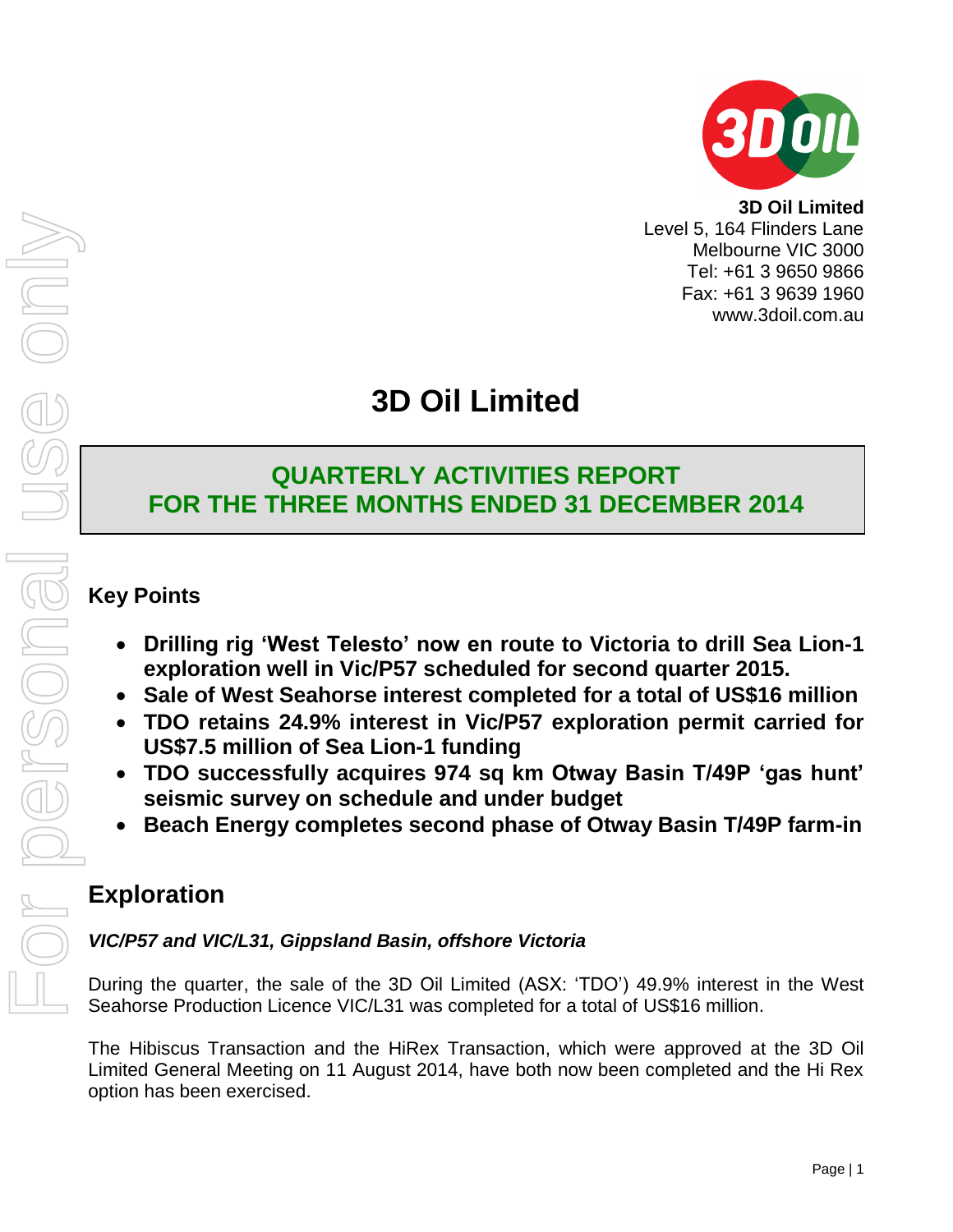**3D Oil Limited**
Level 5, 164 Flinders Lane
Melbourne VIC 3000
Tel: +61 3 9650 9866
Fax: +61 3 9639 1960
www.3doil.com.au

# 3D Oil Limited

## QUARTERLY ACTIVITIES REPORT
## FOR THE THREE MONTHS ENDED 31 DECEMBER 2014

### Key Points

- **Drilling rig 'West Telesto' now en route to Victoria to drill Sea Lion-1 exploration well in Vic/P57 scheduled for second quarter 2015.**
- **Sale of West Seahorse interest completed for a total of US$16 million**
- **TDO retains 24.9% interest in Vic/P57 exploration permit carried for US$7.5 million of Sea Lion-1 funding**
- **TDO successfully acquires 974 sq km Otway Basin T/49P 'gas hunt' seismic survey on schedule and under budget**
- **Beach Energy completes second phase of Otway Basin T/49P farm-in**

## Exploration

***VIC/P57 and VIC/L31, Gippsland Basin, offshore Victoria***

During the quarter, the sale of the 3D Oil Limited (ASX: 'TDO') 49.9% interest in the West Seahorse Production Licence VIC/L31 was completed for a total of US$16 million.

The Hibiscus Transaction and the HiRex Transaction, which were approved at the 3D Oil Limited General Meeting on 11 August 2014, have both now been completed and the Hi Rex option has been exercised.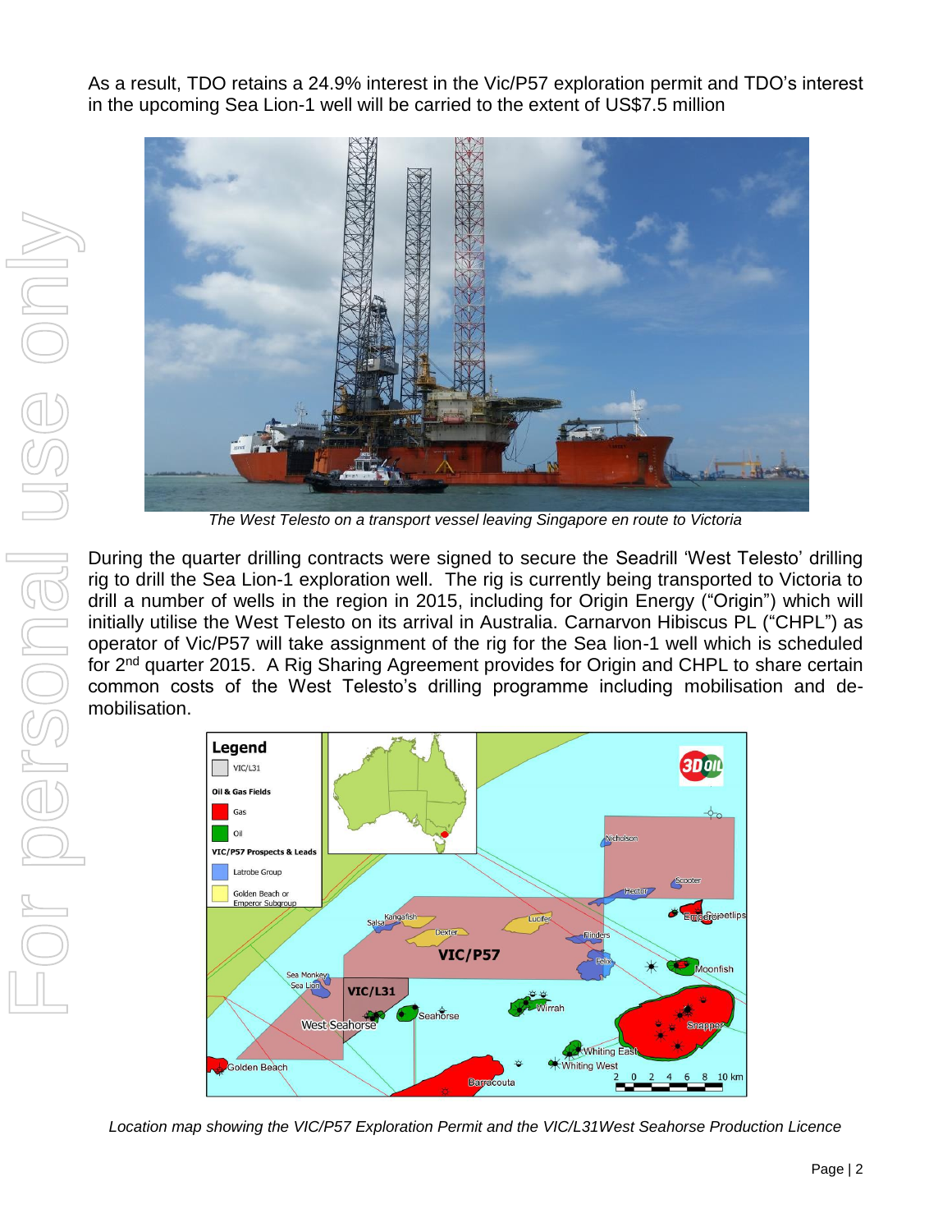As a result, TDO retains a 24.9% interest in the Vic/P57 exploration permit and TDO's interest in the upcoming Sea Lion-1 well will be carried to the extent of US$7.5 million

*The West Telesto on a transport vessel leaving Singapore en route to Victoria*

During the quarter drilling contracts were signed to secure the Seadrill 'West Telesto' drilling rig to drill the Sea Lion-1 exploration well. The rig is currently being transported to Victoria to drill a number of wells in the region in 2015, including for Origin Energy ("Origin") which will initially utilise the West Telesto on its arrival in Australia. Carnarvon Hibiscus PL ("CHPL") as operator of Vic/P57 will take assignment of the rig for the Sea lion-1 well which is scheduled for 2nd quarter 2015. A Rig Sharing Agreement provides for Origin and CHPL to share certain common costs of the West Telesto's drilling programme including mobilisation and de-mobilisation.

*Location map showing the VIC/P57 Exploration Permit and the VIC/L31West Seahorse Production Licence*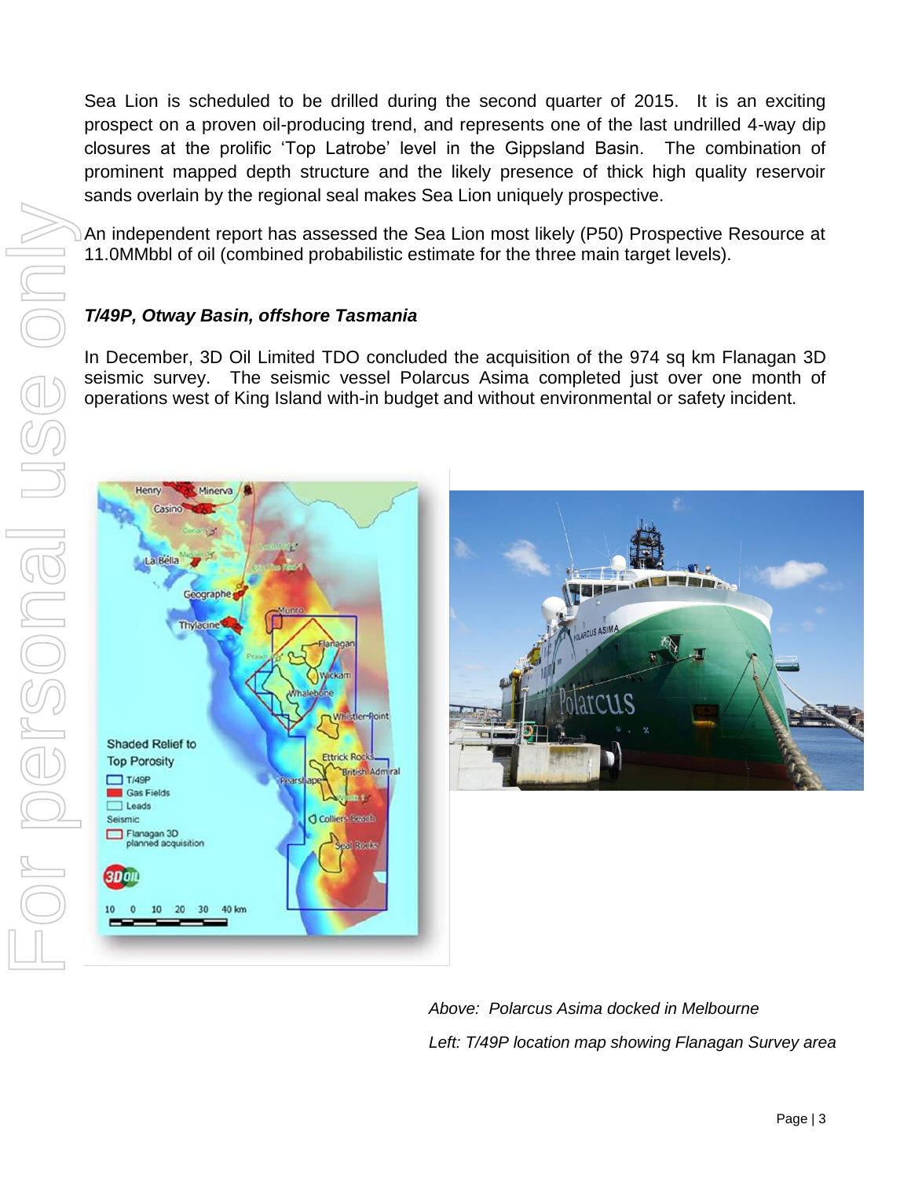Sea Lion is scheduled to be drilled during the second quarter of 2015. It is an exciting prospect on a proven oil-producing trend, and represents one of the last undrilled 4-way dip closures at the prolific 'Top Latrobe' level in the Gippsland Basin. The combination of prominent mapped depth structure and the likely presence of thick high quality reservoir sands overlain by the regional seal makes Sea Lion uniquely prospective.

An independent report has assessed the Sea Lion most likely (P50) Prospective Resource at 11.0MMbbl of oil (combined probabilistic estimate for the three main target levels).

### *T/49P, Otway Basin, offshore Tasmania*

In December, 3D Oil Limited TDO concluded the acquisition of the 974 sq km Flanagan 3D seismic survey. The seismic vessel Polarcus Asima completed just over one month of operations west of King Island with-in budget and without environmental or safety incident.

*Above: Polarcus Asima docked in Melbourne*

*Left: T/49P location map showing Flanagan Survey area*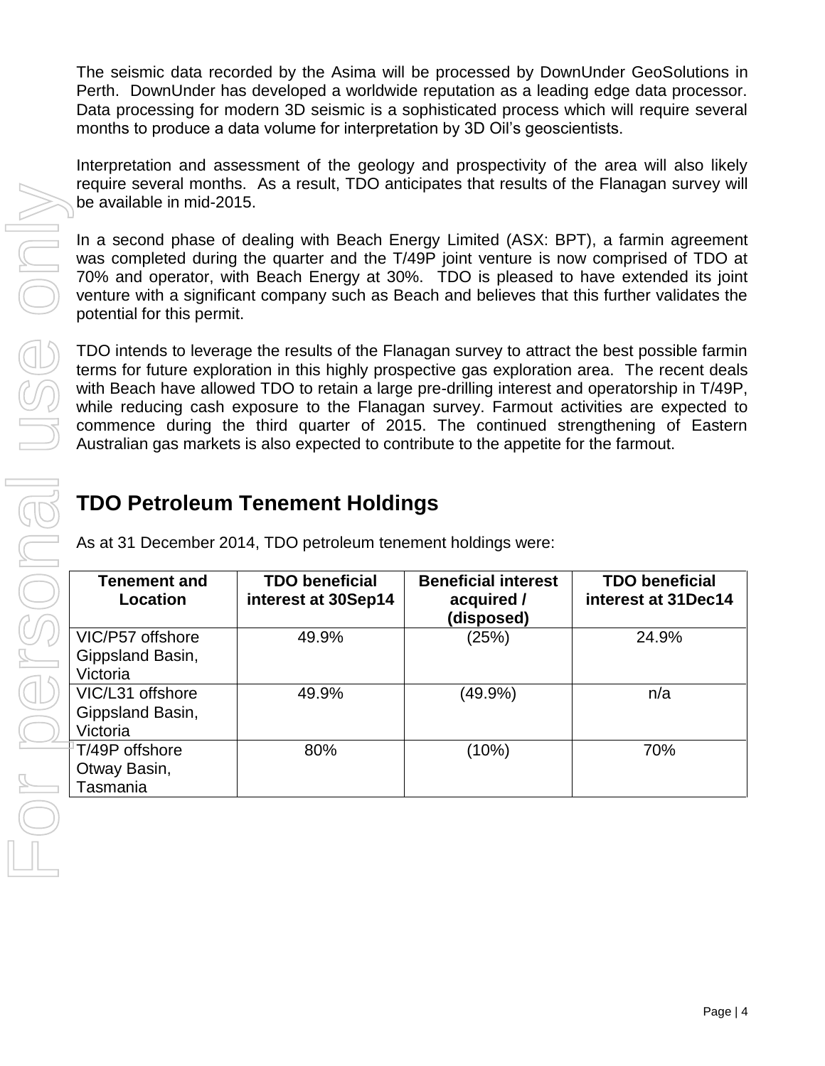The seismic data recorded by the Asima will be processed by DownUnder GeoSolutions in Perth. DownUnder has developed a worldwide reputation as a leading edge data processor. Data processing for modern 3D seismic is a sophisticated process which will require several months to produce a data volume for interpretation by 3D Oil's geoscientists.

Interpretation and assessment of the geology and prospectivity of the area will also likely require several months. As a result, TDO anticipates that results of the Flanagan survey will be available in mid-2015.

In a second phase of dealing with Beach Energy Limited (ASX: BPT), a farmin agreement was completed during the quarter and the T/49P joint venture is now comprised of TDO at 70% and operator, with Beach Energy at 30%. TDO is pleased to have extended its joint venture with a significant company such as Beach and believes that this further validates the potential for this permit.

TDO intends to leverage the results of the Flanagan survey to attract the best possible farmin terms for future exploration in this highly prospective gas exploration area. The recent deals with Beach have allowed TDO to retain a large pre-drilling interest and operatorship in T/49P, while reducing cash exposure to the Flanagan survey. Farmout activities are expected to commence during the third quarter of 2015. The continued strengthening of Eastern Australian gas markets is also expected to contribute to the appetite for the farmout.

## TDO Petroleum Tenement Holdings

As at 31 December 2014, TDO petroleum tenement holdings were:

| Tenement and Location | TDO beneficial interest at 30Sep14 | Beneficial interest acquired / (disposed) | TDO beneficial interest at 31Dec14 |
|---|---|---|---|
| VIC/P57 offshore Gippsland Basin, Victoria | 49.9% | (25%) | 24.9% |
| VIC/L31 offshore Gippsland Basin, Victoria | 49.9% | (49.9%) | n/a |
| T/49P offshore Otway Basin, Tasmania | 80% | (10%) | 70% |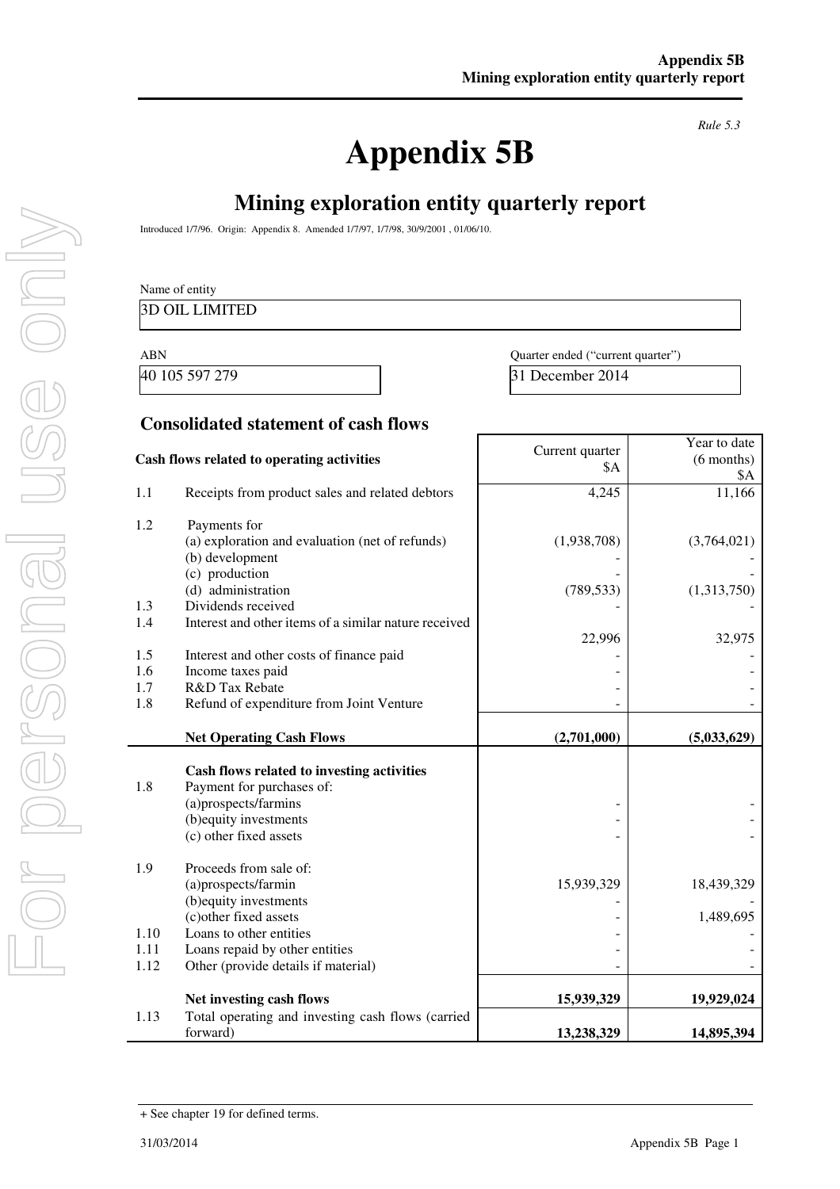*Rule 5.3*

# Appendix 5B

## Mining exploration entity quarterly report

Introduced 1/7/96. Origin: Appendix 8. Amended 1/7/97, 1/7/98, 30/9/2001 , 01/06/10.

Name of entity

3D OIL LIMITED

| ABN | Quarter ended ("current quarter") |
|---|---|
| 40 105 597 279 | 31 December 2014 |

### Consolidated statement of cash flows

| | Cash flows related to operating activities | Current quarter $A | Year to date (6 months) $A |
|---|---|---|---|
| 1.1 | Receipts from product sales and related debtors | 4,245 | 11,166 |
| 1.2 | Payments for | | |
| | (a) exploration and evaluation (net of refunds) | (1,938,708) | (3,764,021) |
| | (b) development | - | - |
| | (c) production | - | - |
| | (d) administration | (789,533) | (1,313,750) |
| 1.3 | Dividends received | - | - |
| 1.4 | Interest and other items of a similar nature received | 22,996 | 32,975 |
| 1.5 | Interest and other costs of finance paid | - | - |
| 1.6 | Income taxes paid | - | - |
| 1.7 | R&D Tax Rebate | - | - |
| 1.8 | Refund of expenditure from Joint Venture | - | - |
| | **Net Operating Cash Flows** | **(2,701,000)** | **(5,033,629)** |
| | **Cash flows related to investing activities** | | |
| 1.8 | Payment for purchases of: | | |
| | (a)prospects/farmins | - | - |
| | (b)equity investments | - | - |
| | (c) other fixed assets | - | - |
| 1.9 | Proceeds from sale of: | | |
| | (a)prospects/farmin | 15,939,329 | 18,439,329 |
| | (b)equity investments | - | - |
| | (c)other fixed assets | - | 1,489,695 |
| 1.10 | Loans to other entities | - | - |
| 1.11 | Loans repaid by other entities | - | - |
| 1.12 | Other (provide details if material) | - | - |
| | **Net investing cash flows** | **15,939,329** | **19,929,024** |
| 1.13 | Total operating and investing cash flows (carried forward) | **13,238,329** | **14,895,394** |

+ See chapter 19 for defined terms.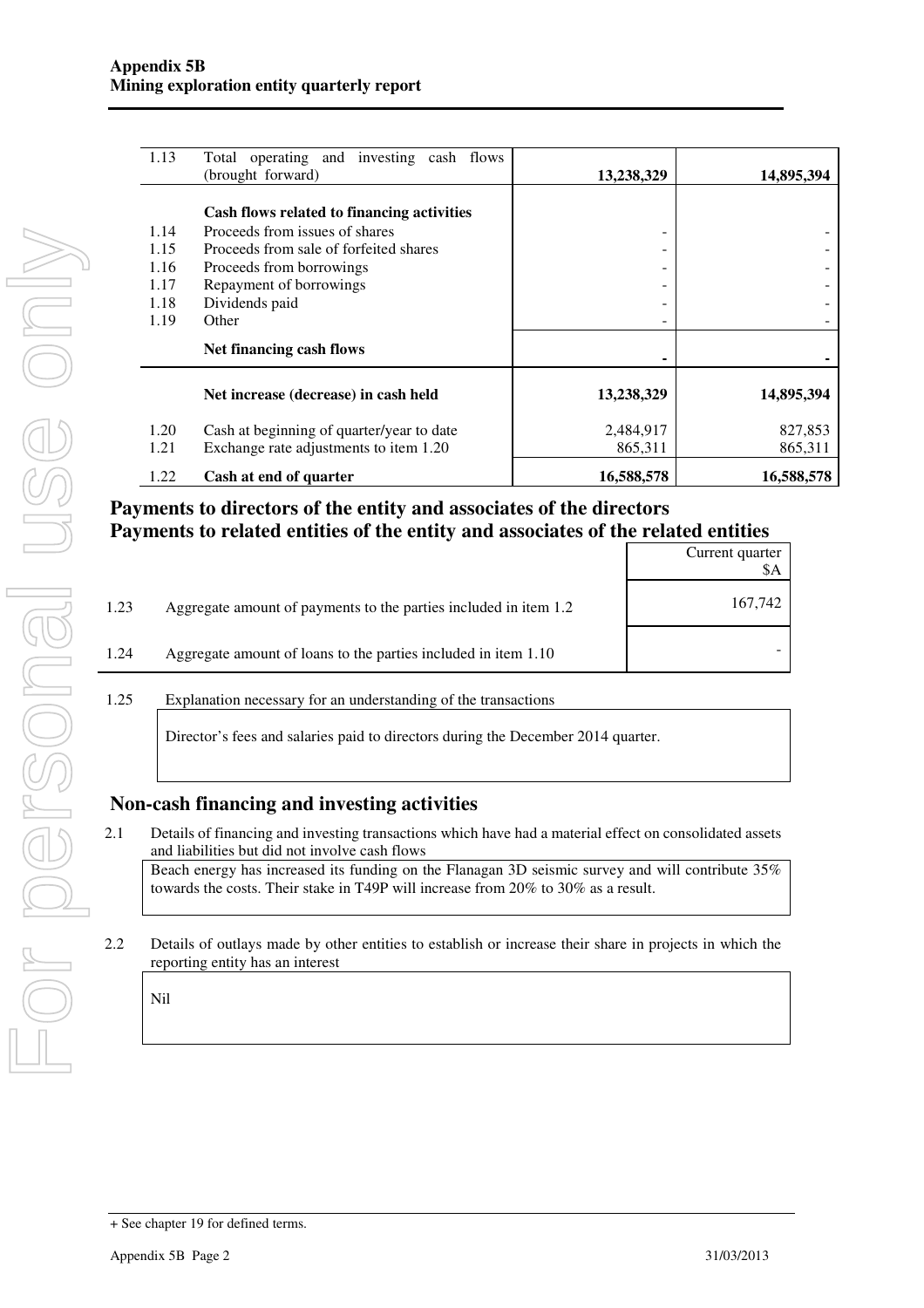| | | | |
|---|---|---|---|
| 1.13 | Total operating and investing cash flows (brought forward) | **13,238,329** | **14,895,394** |
| | **Cash flows related to financing activities** | | |
| 1.14 | Proceeds from issues of shares | - | - |
| 1.15 | Proceeds from sale of forfeited shares | - | - |
| 1.16 | Proceeds from borrowings | - | - |
| 1.17 | Repayment of borrowings | - | - |
| 1.18 | Dividends paid | - | - |
| 1.19 | Other | - | - |
| | **Net financing cash flows** | **-** | **-** |
| | **Net increase (decrease) in cash held** | **13,238,329** | **14,895,394** |
| 1.20 | Cash at beginning of quarter/year to date | 2,484,917 | 827,853 |
| 1.21 | Exchange rate adjustments to item 1.20 | 865,311 | 865,311 |
| 1.22 | **Cash at end of quarter** | **16,588,578** | **16,588,578** |

## Payments to directors of the entity and associates of the directors
## Payments to related entities of the entity and associates of the related entities

| | | Current quarter $A |
|---|---|---|
| 1.23 | Aggregate amount of payments to the parties included in item 1.2 | 167,742 |
| 1.24 | Aggregate amount of loans to the parties included in item 1.10 | - |

1.25 Explanation necessary for an understanding of the transactions

Director's fees and salaries paid to directors during the December 2014 quarter.

## Non-cash financing and investing activities

2.1 Details of financing and investing transactions which have had a material effect on consolidated assets and liabilities but did not involve cash flows

Beach energy has increased its funding on the Flanagan 3D seismic survey and will contribute 35% towards the costs. Their stake in T49P will increase from 20% to 30% as a result.

2.2 Details of outlays made by other entities to establish or increase their share in projects in which the reporting entity has an interest

Nil

+ See chapter 19 for defined terms.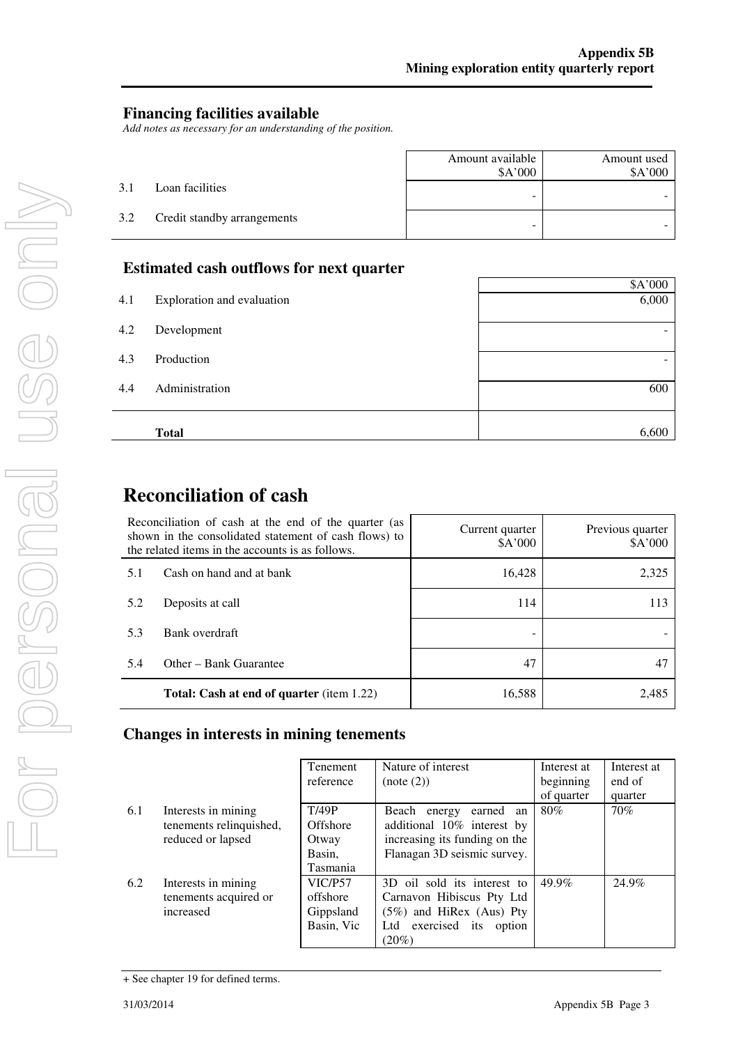## Financing facilities available

*Add notes as necessary for an understanding of the position.*

| | | Amount available $A'000 | Amount used $A'000 |
|---|---|---|---|
| 3.1 | Loan facilities | - | - |
| 3.2 | Credit standby arrangements | - | - |

## Estimated cash outflows for next quarter

| | | $A'000 |
|---|---|---|
| 4.1 | Exploration and evaluation | 6,000 |
| 4.2 | Development | - |
| 4.3 | Production | - |
| 4.4 | Administration | 600 |
| | **Total** | 6,600 |

# Reconciliation of cash

| Reconciliation of cash at the end of the quarter (as shown in the consolidated statement of cash flows) to the related items in the accounts is as follows. | | Current quarter $A'000 | Previous quarter $A'000 |
|---|---|---|---|
| 5.1 | Cash on hand and at bank | 16,428 | 2,325 |
| 5.2 | Deposits at call | 114 | 113 |
| 5.3 | Bank overdraft | - | - |
| 5.4 | Other – Bank Guarantee | 47 | 47 |
| | **Total: Cash at end of quarter** (item 1.22) | 16,588 | 2,485 |

## Changes in interests in mining tenements

| | | Tenement reference | Nature of interest (note (2)) | Interest at beginning of quarter | Interest at end of quarter |
|---|---|---|---|---|---|
| 6.1 | Interests in mining tenements relinquished, reduced or lapsed | T/49P Offshore Otway Basin, Tasmania | Beach energy earned an additional 10% interest by increasing its funding on the Flanagan 3D seismic survey. | 80% | 70% |
| 6.2 | Interests in mining tenements acquired or increased | VIC/P57 offshore Gippsland Basin, Vic | 3D oil sold its interest to Carnavon Hibiscus Pty Ltd (5%) and HiRex (Aus) Pty Ltd exercised its option (20%) | 49.9% | 24.9% |

+ See chapter 19 for defined terms.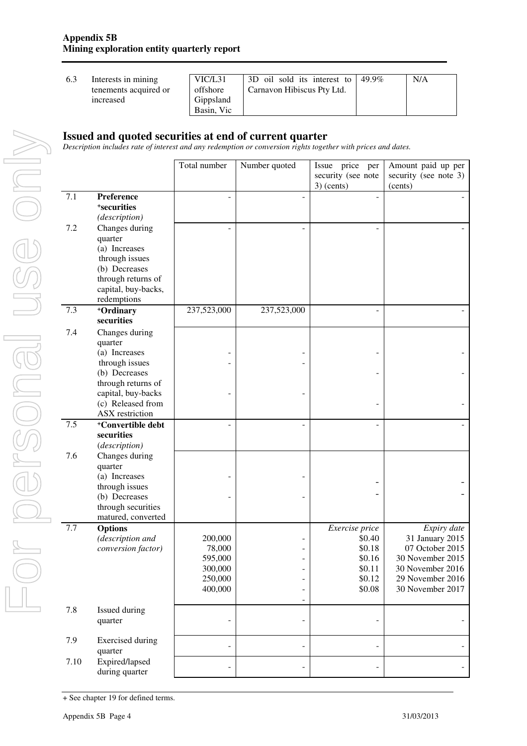| 6.3 | Interests in mining tenements acquired or increased | VIC/L31 offshore Gippsland Basin, Vic | 3D oil sold its interest to Carnavon Hibiscus Pty Ltd. | 49.9% | N/A |
|---|---|---|---|---|---|

## Issued and quoted securities at end of current quarter

*Description includes rate of interest and any redemption or conversion rights together with prices and dates.*

| | | Total number | Number quoted | Issue price per security (see note 3) (cents) | Amount paid up per security (see note 3) (cents) |
|---|---|---|---|---|---|
| 7.1 | **Preference +securities** *(description)* | - | - | - | - |
| 7.2 | Changes during quarter (a) Increases through issues (b) Decreases through returns of capital, buy-backs, redemptions | - | - | - | - |
| 7.3 | **+Ordinary securities** | 237,523,000 | 237,523,000 | - | - |
| 7.4 | Changes during quarter (a) Increases through issues (b) Decreases through returns of capital, buy-backs (c) Released from ASX restriction | -<br>-<br>- | -<br>-<br>- | -<br>-<br>- | -<br>-<br>- |
| 7.5 | **+Convertible debt securities** *(description)* | - | - | - | - |
| 7.6 | Changes during quarter (a) Increases through issues (b) Decreases through securities matured, converted | -<br>- | -<br>- | -<br>- | -<br>- |
| 7.7 | **Options** *(description and conversion factor)* | 200,000<br>78,000<br>595,000<br>300,000<br>250,000<br>400,000 | -<br>-<br>-<br>-<br>-<br>-<br>- | *Exercise price*<br>\$0.40<br>\$0.18<br>\$0.16<br>\$0.11<br>\$0.12<br>\$0.08 | *Expiry date*<br>31 January 2015<br>07 October 2015<br>30 November 2015<br>30 November 2016<br>29 November 2016<br>30 November 2017 |
| 7.8 | Issued during quarter | - | - | - | - |
| 7.9 | Exercised during quarter | - | - | - | - |
| 7.10 | Expired/lapsed during quarter | - | - | - | - |

+ See chapter 19 for defined terms.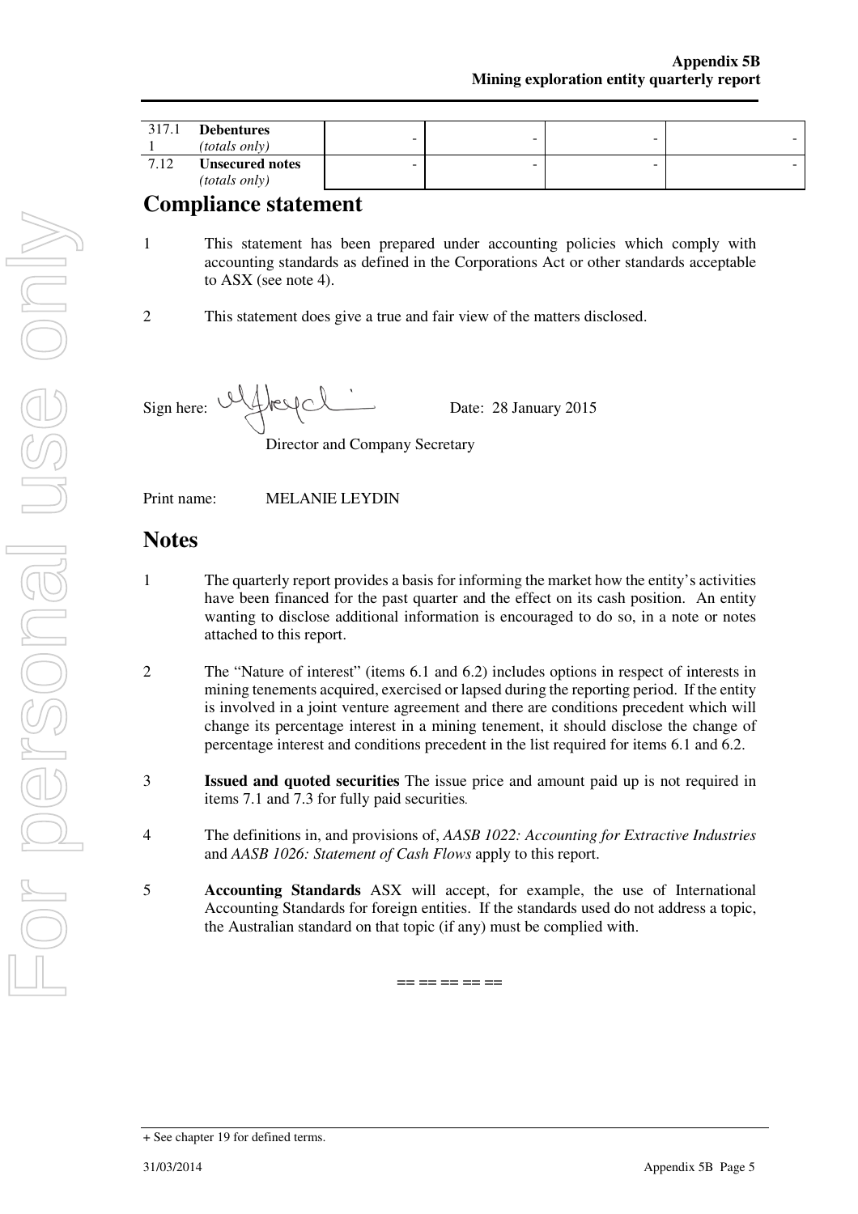| | | | | | |
|---|---|---|---|---|---|
| 317.11 | **Debentures** *(totals only)* | - | - | - | - |
| 7.12 | **Unsecured notes** *(totals only)* | - | - | - | - |

# Compliance statement

1 This statement has been prepared under accounting policies which comply with accounting standards as defined in the Corporations Act or other standards acceptable to ASX (see note 4).

2 This statement does give a true and fair view of the matters disclosed.

Sign here: Date: 28 January 2015

Director and Company Secretary

Print name: MELANIE LEYDIN

# Notes

1 The quarterly report provides a basis for informing the market how the entity's activities have been financed for the past quarter and the effect on its cash position. An entity wanting to disclose additional information is encouraged to do so, in a note or notes attached to this report.

2 The "Nature of interest" (items 6.1 and 6.2) includes options in respect of interests in mining tenements acquired, exercised or lapsed during the reporting period. If the entity is involved in a joint venture agreement and there are conditions precedent which will change its percentage interest in a mining tenement, it should disclose the change of percentage interest and conditions precedent in the list required for items 6.1 and 6.2.

3 **Issued and quoted securities** The issue price and amount paid up is not required in items 7.1 and 7.3 for fully paid securities.

4 The definitions in, and provisions of, *AASB 1022: Accounting for Extractive Industries* and *AASB 1026: Statement of Cash Flows* apply to this report.

5 **Accounting Standards** ASX will accept, for example, the use of International Accounting Standards for foreign entities. If the standards used do not address a topic, the Australian standard on that topic (if any) must be complied with.

== == == == ==

+ See chapter 19 for defined terms.